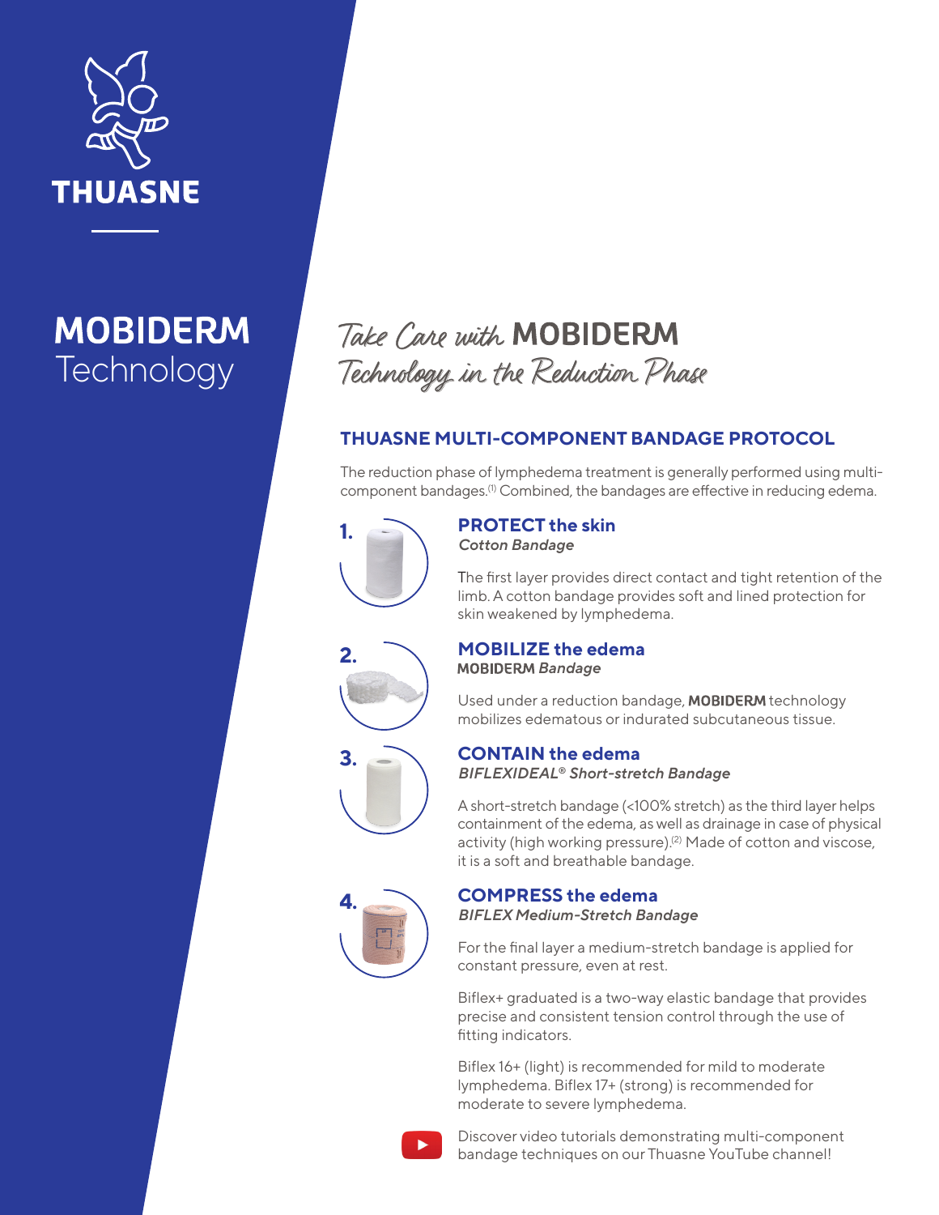THUASNE

# MOBIDERM Technology

## Take Care with MOBIDERM Technology in the Reduction Phase

### THUASNE MULTI-COMPONENT BANDAGE PROTOCOL

The reduction phase of lymphedema treatment is generally performed using multi-component bandages.[1] Combined, the bandages are effective in reducing edema.

**1. PROTECT the skin**
*Cotton Bandage*

The first layer provides direct contact and tight retention of the limb. A cotton bandage provides soft and lined protection for skin weakened by lymphedema.

**2. MOBILIZE the edema**
MOBIDERM *Bandage*

Used under a reduction bandage, **MOBIDERM** technology mobilizes edematous or indurated subcutaneous tissue.

**3. CONTAIN the edema**
*BIFLEXIDEAL® Short-stretch Bandage*

A short-stretch bandage (<100% stretch) as the third layer helps containment of the edema, as well as drainage in case of physical activity (high working pressure).[2] Made of cotton and viscose, it is a soft and breathable bandage.

**4. COMPRESS the edema**
*BIFLEX Medium-Stretch Bandage*

For the final layer a medium-stretch bandage is applied for constant pressure, even at rest.

Biflex+ graduated is a two-way elastic bandage that provides precise and consistent tension control through the use of fitting indicators.

Biflex 16+ (light) is recommended for mild to moderate lymphedema. Biflex 17+ (strong) is recommended for moderate to severe lymphedema.

Discover video tutorials demonstrating multi-component bandage techniques on our Thuasne YouTube channel!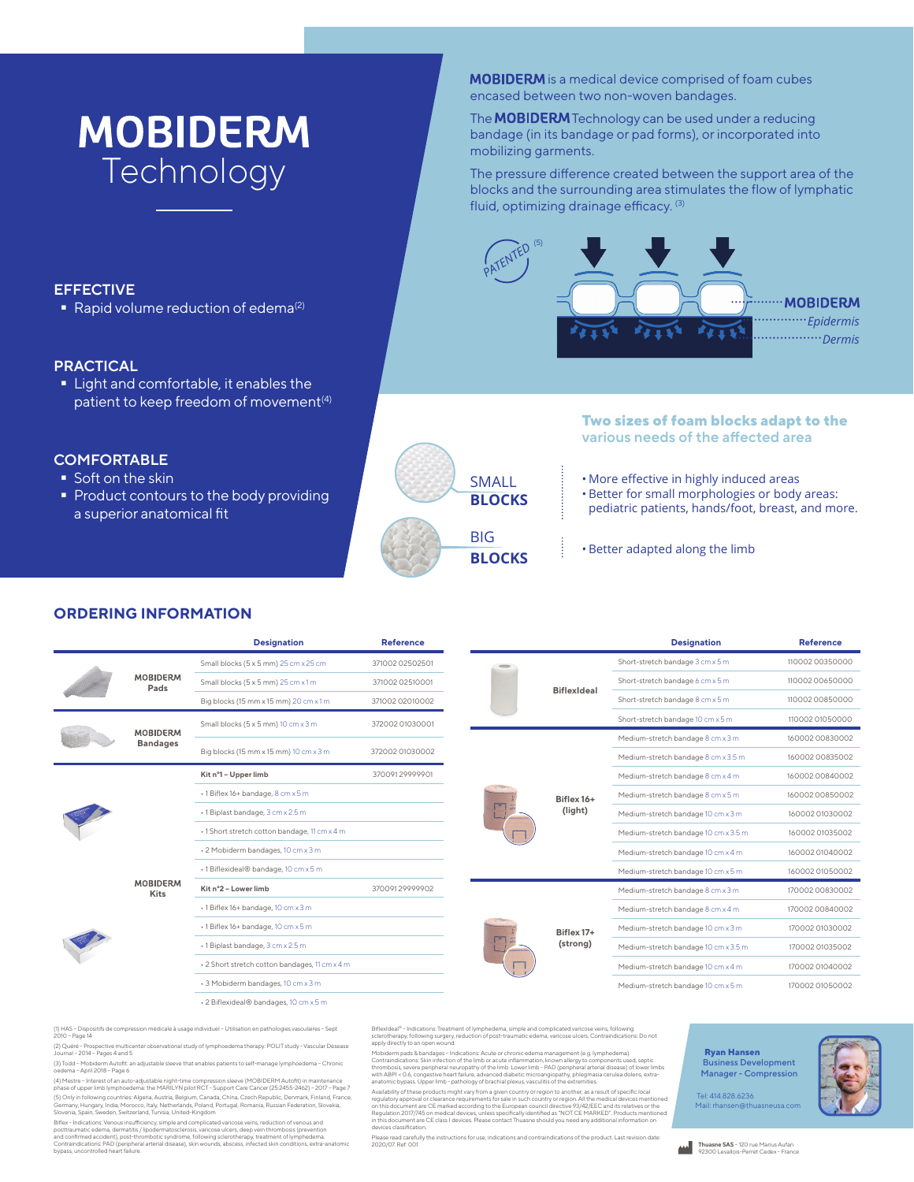# MOBIDERM Technology

## EFFECTIVE

- Rapid volume reduction of edema[2]

## PRACTICAL

- Light and comfortable, it enables the patient to keep freedom of movement[4]

## COMFORTABLE

- Soft on the skin
- Product contours to the body providing a superior anatomical fit

**MOBIDERM** is a medical device comprised of foam cubes encased between two non-woven bandages.

The **MOBIDERM** Technology can be used under a reducing bandage (in its bandage or pad forms), or incorporated into mobilizing garments.

The pressure difference created between the support area of the blocks and the surrounding area stimulates the flow of lymphatic fluid, optimizing drainage efficacy. [3]

PATENTED [5]

MOBIDERM
*Epidermis*
*Dermis*

### Two sizes of foam blocks adapt to the various needs of the affected area

SMALL **BLOCKS**
- More effective in highly induced areas
- Better for small morphologies or body areas: pediatric patients, hands/foot, breast, and more.

BIG **BLOCKS**
- Better adapted along the limb

## ORDERING INFORMATION

| | Designation | Reference |
|---|---|---|
| **MOBIDERM Pads** | Small blocks (5 x 5 mm) 25 cm x 25 cm | 371002 02502501 |
| | Small blocks (5 x 5 mm) 25 cm x 1 m | 371002 02510001 |
| | Big blocks (15 mm x 15 mm) 20 cm x 1 m | 371002 02010002 |
| **MOBIDERM Bandages** | Small blocks (5 x 5 mm) 10 cm x 3 m | 372002 01030001 |
| | Big blocks (15 mm x 15 mm) 10 cm x 3 m | 372002 01030002 |
| **MOBIDERM Kits** | **Kit n°1 – Upper limb** | 370091 29999901 |
| | • 1 Biflex 16+ bandage, 8 cm x 5 m | |
| | • 1 Biplast bandage, 3 cm x 2.5 m | |
| | • 1 Short stretch cotton bandage, 11 cm x 4 m | |
| | • 2 Mobiderm bandages, 10 cm x 3 m | |
| | • 1 Biflexideal® bandage, 10 cm x 5 m | |
| | **Kit n°2 – Lower limb** | 370091 29999902 |
| | • 1 Biflex 16+ bandage, 10 cm x 3 m | |
| | • 1 Biflex 16+ bandage, 10 cm x 5 m | |
| | • 1 Biplast bandage, 3 cm x 2.5 m | |
| | • 2 Short stretch cotton bandages, 11 cm x 4 m | |
| | • 3 Mobiderm bandages, 10 cm x 3 m | |
| | • 2 Biflexideal® bandages, 10 cm x 5 m | |

| | Designation | Reference |
|---|---|---|
| **BiflexIdeal** | Short-stretch bandage 3 cm x 5 m | 110002 00350000 |
| | Short-stretch bandage 6 cm x 5 m | 110002 00650000 |
| | Short-stretch bandage 8 cm x 5 m | 110002 00850000 |
| | Short-stretch bandage 10 cm x 5 m | 110002 01050000 |
| **Biflex 16+ (light)** | Medium-stretch bandage 8 cm x 3 m | 160002 00830002 |
| | Medium-stretch bandage 8 cm x 3.5 m | 160002 00835002 |
| | Medium-stretch bandage 8 cm x 4 m | 160002 00840002 |
| | Medium-stretch bandage 8 cm x 5 m | 160002 00850002 |
| | Medium-stretch bandage 10 cm x 3 m | 160002 01030002 |
| | Medium-stretch bandage 10 cm x 3.5 m | 160002 01035002 |
| | Medium-stretch bandage 10 cm x 4 m | 160002 01040002 |
| | Medium-stretch bandage 10 cm x 5 m | 160002 01050002 |
| **Biflex 17+ (strong)** | Medium-stretch bandage 8 cm x 3 m | 170002 00830002 |
| | Medium-stretch bandage 8 cm x 4 m | 170002 00840002 |
| | Medium-stretch bandage 10 cm x 3 m | 170002 01030002 |
| | Medium-stretch bandage 10 cm x 3.5 m | 170002 01035002 |
| | Medium-stretch bandage 10 cm x 4 m | 170002 01040002 |
| | Medium-stretch bandage 10 cm x 5 m | 170002 01050002 |

(1) HAS - Dispositifs de compression médicale à usage individuel – Utilisation en pathologies vasculaires – Sept 2010 – Page 14

(2) Quéré - Prospective multicenter observational study of lymphoedema therapy: POLIT study - Vascular Desease Journal – 2014 – Pages 4 and 5

(3) Todd – Mobiderm Autofit: an adjustable sleeve that enables patients to self-manage lymphoedema – Chronic oedema – April 2018 – Page 6

(4) Mestre – Interest of an auto-adjustable night-time compression sleeve (MOBIDERM Autofit) in maintenance phase of upper limb lymphoedema: the MARILYN pilot RCT - Support Care Cancer (25:2455-2462) – 2017 – Page 7

(5) Only in following countries: Algeria, Austria, Belgium, Canada, China, Czech Republic, Denmark, Finland, France, Germany, Hungary, India, Morocco, Italy, Netherlands, Poland, Portugal, Romania, Russian Federation, Slovakia, Slovenia, Spain, Sweden, Switzerland, Tunisia, United-Kingdom

Biflex - Indications: Venous insufficiency, simple and complicated varicose veins, reduction of venous and posttraumatic edema, dermatitis / lipodermatosclerosis, varicose ulcers, deep vein thrombosis (prevention and confirmed accident), post-thrombotic syndrome, following sclerotherapy, treatment of lymphedema. Contraindications: PAD (peripheral arterial disease), skin wounds, abscess, infected skin conditions, extra-anatomic bypass, uncontrolled heart failure.

Biflexideal® - Indications: Treatment of lymphedema, simple and complicated varicose veins, following sclerotherapy, following surgery, reduction of post-traumatic edema, varicose ulcers. Contraindications: Do not apply directly to an open wound.

Mobiderm pads & bandages - Indications: Acute or chronic edema management (e.g. lymphedema). Contraindications: Skin infection of the limb or acute inflammation, known allergy to components used, septic thrombosis, severe peripheral neuropathy of the limb. Lower limb - PAD (peripheral arterial disease) of lower limbs with ABPI < 0.6, congestive heart failure, advanced diabetic microangiopathy, phlegmasia cerulea dolens, extra-anatomic bypass. Upper limb - pathology of brachial plexus, vasculitis of the extremities.

Availability of these products might vary from a given country or region to another, as a result of specific local regulatory approval or clearance requirements for sale in such country or region. All the medical devices mentioned on this document are CE marked according to the European council directive 93/42/EEC and its relatives or the Regulation 2017/745 on medical devices, unless specifically identified as "NOT CE MARKED". Products mentioned in this document are CE class I devices. Please contact Thuasne should you need any additional information on devices classification.

Please read carefully the instructions for use, indications and contraindications of the product. Last revision date: 2020/07. Ref: 001

**Ryan Hansen**
Business Development Manager - Compression

Tel: 414.828.6236
Mail: rhansen@thuasneusa.com

**Thuasne SAS** - 120 rue Marius Aufan 92300 Levallois-Perret Cedex - France